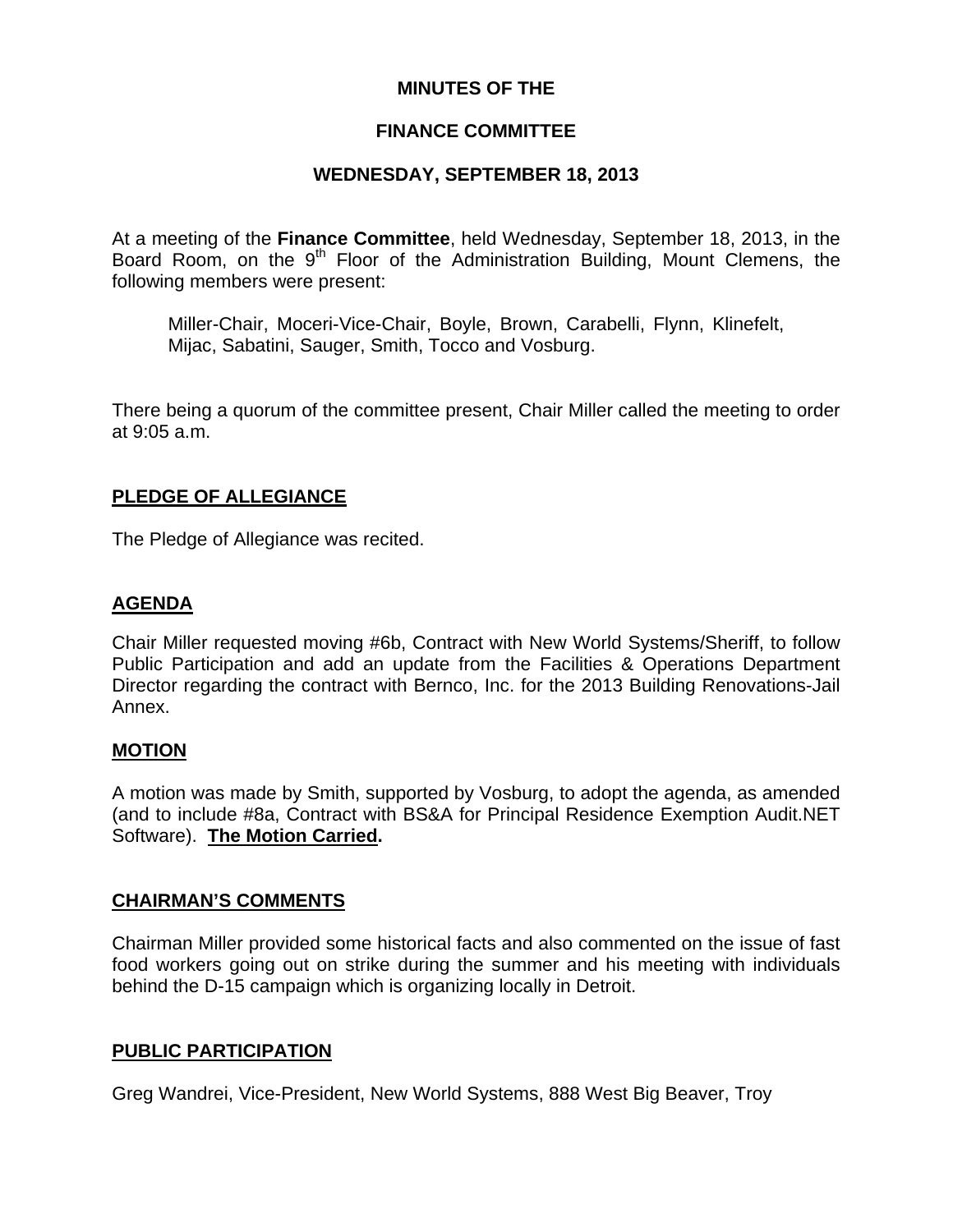# MINUTES OF THE

# FINANCE COMMITTEE

## WEDNESDAY, SEPTEMBER 18, 2013

At a meeting of the **Finance Committee**, held Wednesday, September 18, 2013, in the Board Room, on the 9th Floor of the Administration Building, Mount Clemens, the following members were present:

> Miller-Chair, Moceri-Vice-Chair, Boyle, Brown, Carabelli, Flynn, Klinefelt, Mijac, Sabatini, Sauger, Smith, Tocco and Vosburg.

There being a quorum of the committee present, Chair Miller called the meeting to order at 9:05 a.m.

### PLEDGE OF ALLEGIANCE

The Pledge of Allegiance was recited.

### AGENDA

Chair Miller requested moving #6b, Contract with New World Systems/Sheriff, to follow Public Participation and add an update from the Facilities & Operations Department Director regarding the contract with Bernco, Inc. for the 2013 Building Renovations-Jail Annex.

### MOTION

A motion was made by Smith, supported by Vosburg, to adopt the agenda, as amended (and to include #8a, Contract with BS&A for Principal Residence Exemption Audit.NET Software). **The Motion Carried.**

### CHAIRMAN'S COMMENTS

Chairman Miller provided some historical facts and also commented on the issue of fast food workers going out on strike during the summer and his meeting with individuals behind the D-15 campaign which is organizing locally in Detroit.

### PUBLIC PARTICIPATION

Greg Wandrei, Vice-President, New World Systems, 888 West Big Beaver, Troy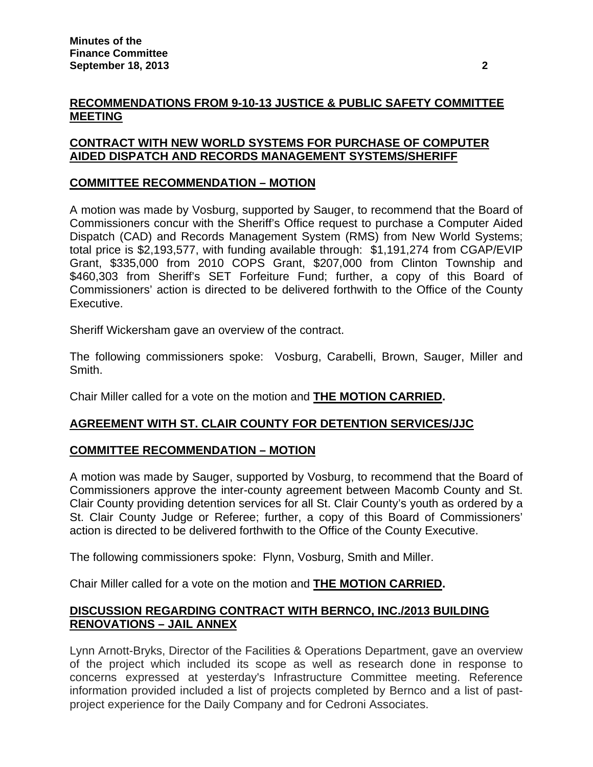**RECOMMENDATIONS FROM 9-10-13 JUSTICE & PUBLIC SAFETY COMMITTEE MEETING**

**CONTRACT WITH NEW WORLD SYSTEMS FOR PURCHASE OF COMPUTER AIDED DISPATCH AND RECORDS MANAGEMENT SYSTEMS/SHERIFF**

**COMMITTEE RECOMMENDATION – MOTION**

A motion was made by Vosburg, supported by Sauger, to recommend that the Board of Commissioners concur with the Sheriff's Office request to purchase a Computer Aided Dispatch (CAD) and Records Management System (RMS) from New World Systems; total price is $2,193,577, with funding available through: $1,191,274 from CGAP/EVIP Grant, $335,000 from 2010 COPS Grant, $207,000 from Clinton Township and $460,303 from Sheriff's SET Forfeiture Fund; further, a copy of this Board of Commissioners' action is directed to be delivered forthwith to the Office of the County Executive.

Sheriff Wickersham gave an overview of the contract.

The following commissioners spoke: Vosburg, Carabelli, Brown, Sauger, Miller and Smith.

Chair Miller called for a vote on the motion and **THE MOTION CARRIED.**

**AGREEMENT WITH ST. CLAIR COUNTY FOR DETENTION SERVICES/JJC**

**COMMITTEE RECOMMENDATION – MOTION**

A motion was made by Sauger, supported by Vosburg, to recommend that the Board of Commissioners approve the inter-county agreement between Macomb County and St. Clair County providing detention services for all St. Clair County's youth as ordered by a St. Clair County Judge or Referee; further, a copy of this Board of Commissioners' action is directed to be delivered forthwith to the Office of the County Executive.

The following commissioners spoke: Flynn, Vosburg, Smith and Miller.

Chair Miller called for a vote on the motion and **THE MOTION CARRIED.**

**DISCUSSION REGARDING CONTRACT WITH BERNCO, INC./2013 BUILDING RENOVATIONS – JAIL ANNEX**

Lynn Arnott-Bryks, Director of the Facilities & Operations Department, gave an overview of the project which included its scope as well as research done in response to concerns expressed at yesterday's Infrastructure Committee meeting. Reference information provided included a list of projects completed by Bernco and a list of past-project experience for the Daily Company and for Cedroni Associates.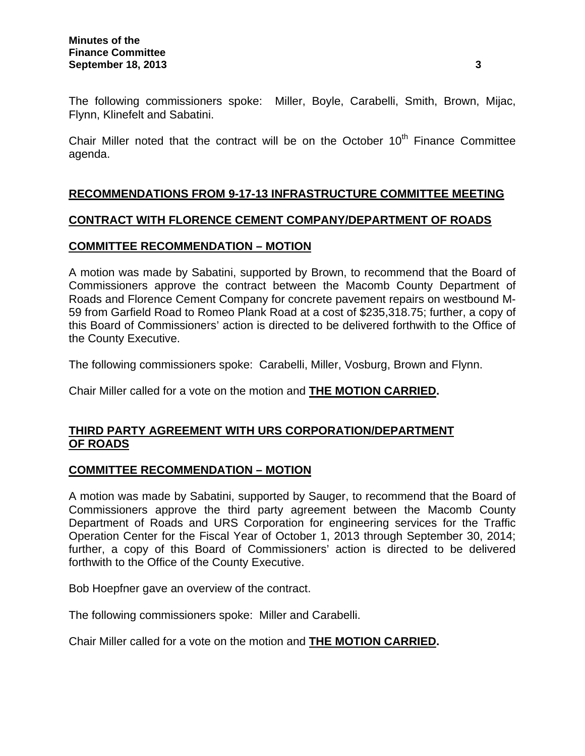The following commissioners spoke: Miller, Boyle, Carabelli, Smith, Brown, Mijac, Flynn, Klinefelt and Sabatini.

Chair Miller noted that the contract will be on the October 10th Finance Committee agenda.

## RECOMMENDATIONS FROM 9-17-13 INFRASTRUCTURE COMMITTEE MEETING

## CONTRACT WITH FLORENCE CEMENT COMPANY/DEPARTMENT OF ROADS

### COMMITTEE RECOMMENDATION – MOTION

A motion was made by Sabatini, supported by Brown, to recommend that the Board of Commissioners approve the contract between the Macomb County Department of Roads and Florence Cement Company for concrete pavement repairs on westbound M-59 from Garfield Road to Romeo Plank Road at a cost of $235,318.75; further, a copy of this Board of Commissioners' action is directed to be delivered forthwith to the Office of the County Executive.

The following commissioners spoke: Carabelli, Miller, Vosburg, Brown and Flynn.

Chair Miller called for a vote on the motion and **THE MOTION CARRIED.**

## THIRD PARTY AGREEMENT WITH URS CORPORATION/DEPARTMENT OF ROADS

### COMMITTEE RECOMMENDATION – MOTION

A motion was made by Sabatini, supported by Sauger, to recommend that the Board of Commissioners approve the third party agreement between the Macomb County Department of Roads and URS Corporation for engineering services for the Traffic Operation Center for the Fiscal Year of October 1, 2013 through September 30, 2014; further, a copy of this Board of Commissioners' action is directed to be delivered forthwith to the Office of the County Executive.

Bob Hoepfner gave an overview of the contract.

The following commissioners spoke: Miller and Carabelli.

Chair Miller called for a vote on the motion and **THE MOTION CARRIED.**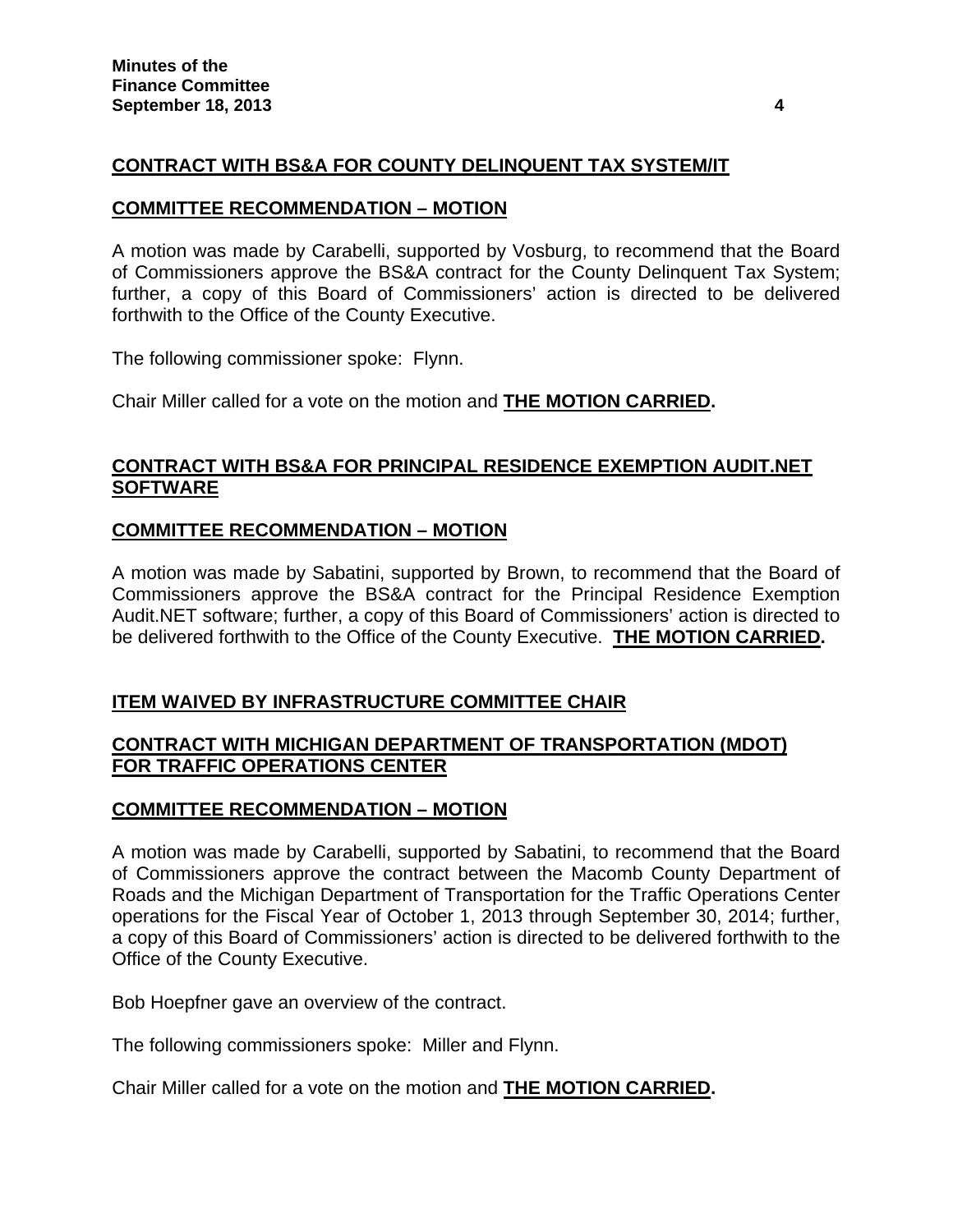**CONTRACT WITH BS&A FOR COUNTY DELINQUENT TAX SYSTEM/IT**

**COMMITTEE RECOMMENDATION – MOTION**

A motion was made by Carabelli, supported by Vosburg, to recommend that the Board of Commissioners approve the BS&A contract for the County Delinquent Tax System; further, a copy of this Board of Commissioners' action is directed to be delivered forthwith to the Office of the County Executive.

The following commissioner spoke: Flynn.

Chair Miller called for a vote on the motion and **THE MOTION CARRIED.**

**CONTRACT WITH BS&A FOR PRINCIPAL RESIDENCE EXEMPTION AUDIT.NET SOFTWARE**

**COMMITTEE RECOMMENDATION – MOTION**

A motion was made by Sabatini, supported by Brown, to recommend that the Board of Commissioners approve the BS&A contract for the Principal Residence Exemption Audit.NET software; further, a copy of this Board of Commissioners' action is directed to be delivered forthwith to the Office of the County Executive. **THE MOTION CARRIED.**

**ITEM WAIVED BY INFRASTRUCTURE COMMITTEE CHAIR**

**CONTRACT WITH MICHIGAN DEPARTMENT OF TRANSPORTATION (MDOT) FOR TRAFFIC OPERATIONS CENTER**

**COMMITTEE RECOMMENDATION – MOTION**

A motion was made by Carabelli, supported by Sabatini, to recommend that the Board of Commissioners approve the contract between the Macomb County Department of Roads and the Michigan Department of Transportation for the Traffic Operations Center operations for the Fiscal Year of October 1, 2013 through September 30, 2014; further, a copy of this Board of Commissioners' action is directed to be delivered forthwith to the Office of the County Executive.

Bob Hoepfner gave an overview of the contract.

The following commissioners spoke: Miller and Flynn.

Chair Miller called for a vote on the motion and **THE MOTION CARRIED.**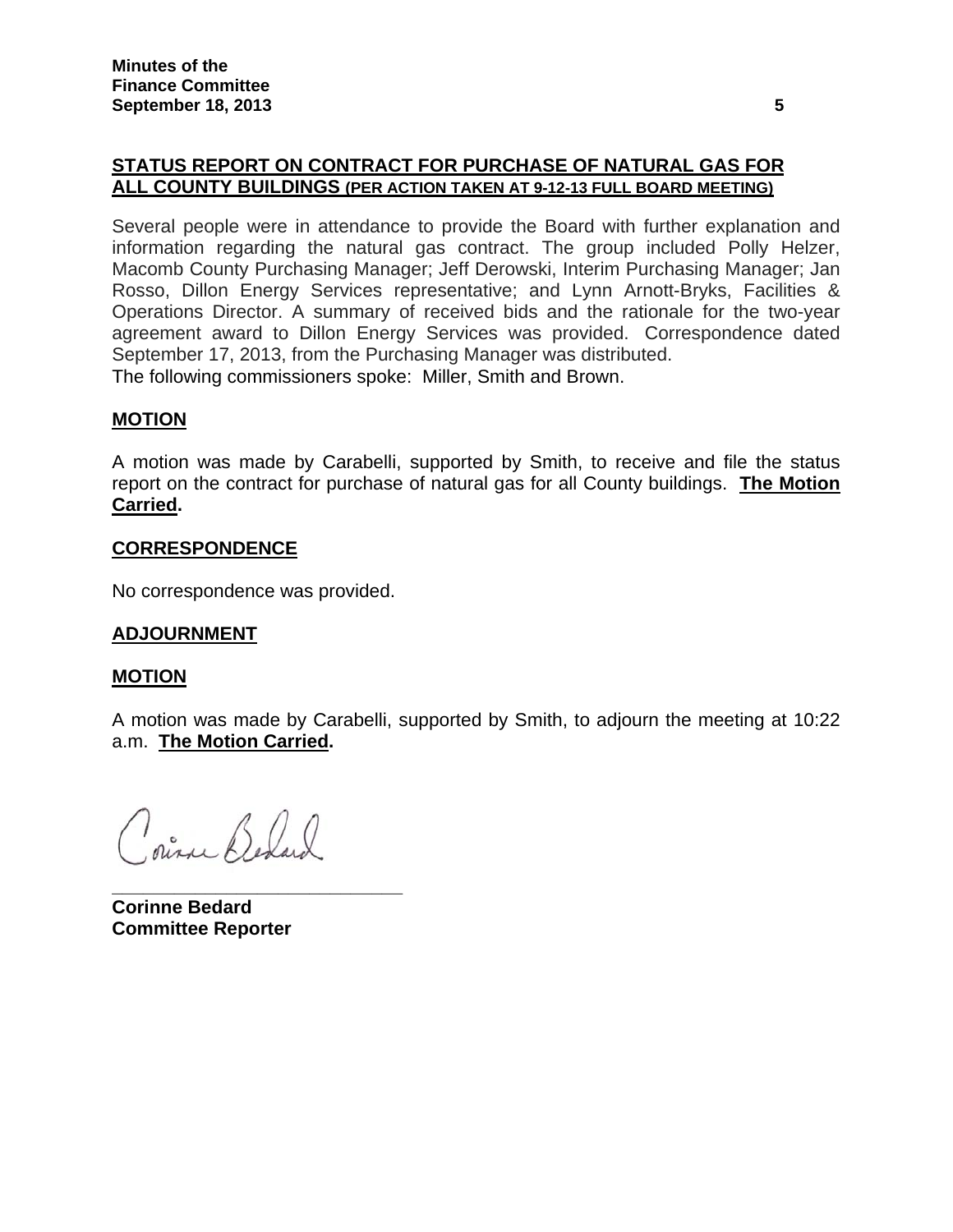## STATUS REPORT ON CONTRACT FOR PURCHASE OF NATURAL GAS FOR ALL COUNTY BUILDINGS (PER ACTION TAKEN AT 9-12-13 FULL BOARD MEETING)

Several people were in attendance to provide the Board with further explanation and information regarding the natural gas contract. The group included Polly Helzer, Macomb County Purchasing Manager; Jeff Derowski, Interim Purchasing Manager; Jan Rosso, Dillon Energy Services representative; and Lynn Arnott-Bryks, Facilities & Operations Director. A summary of received bids and the rationale for the two-year agreement award to Dillon Energy Services was provided. Correspondence dated September 17, 2013, from the Purchasing Manager was distributed.
The following commissioners spoke: Miller, Smith and Brown.

## MOTION

A motion was made by Carabelli, supported by Smith, to receive and file the status report on the contract for purchase of natural gas for all County buildings. **The Motion Carried.**

## CORRESPONDENCE

No correspondence was provided.

## ADJOURNMENT

## MOTION

A motion was made by Carabelli, supported by Smith, to adjourn the meeting at 10:22 a.m. **The Motion Carried.**

**Corinne Bedard**
**Committee Reporter**